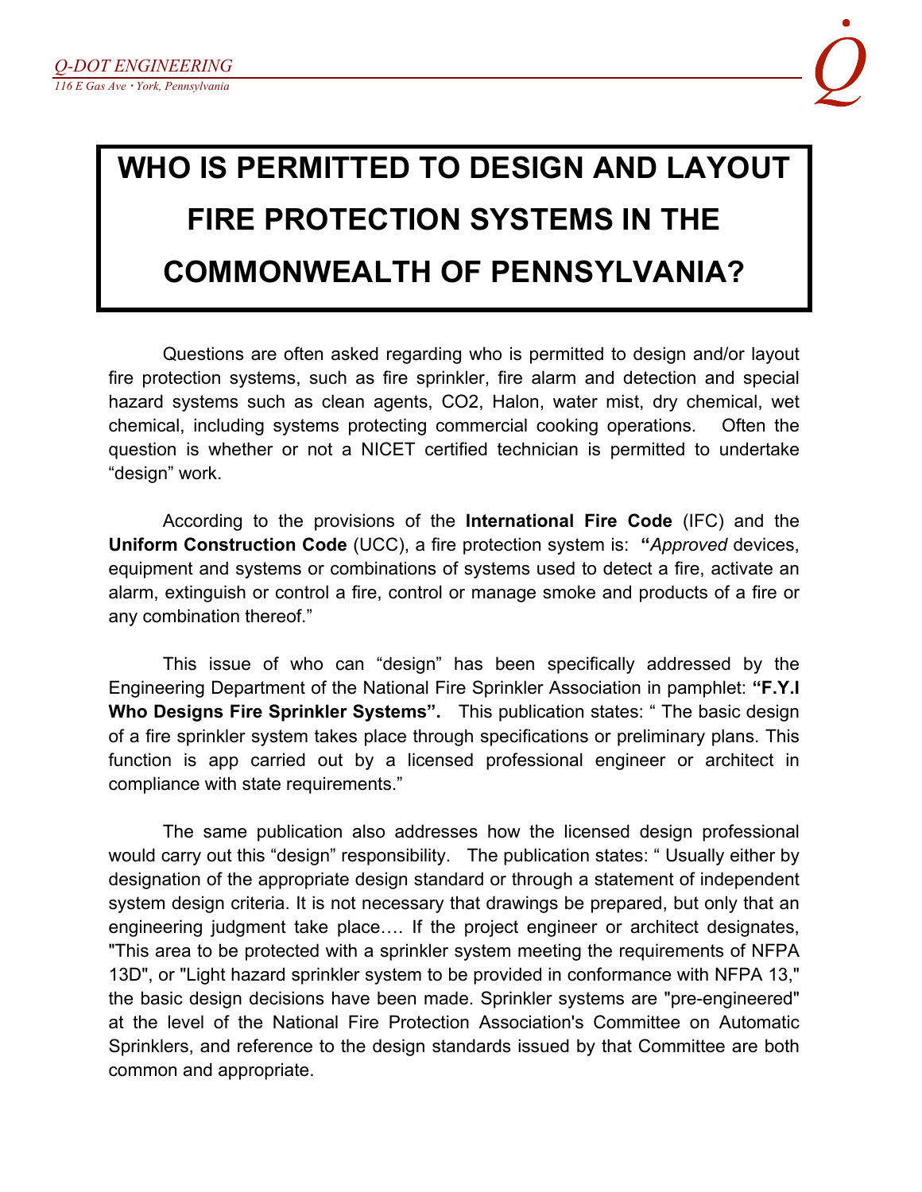Q-DOT ENGINEERING
*116 E Gas Ave • York, Pennsylvania*

# WHO IS PERMITTED TO DESIGN AND LAYOUT FIRE PROTECTION SYSTEMS IN THE COMMONWEALTH OF PENNSYLVANIA?

Questions are often asked regarding who is permitted to design and/or layout fire protection systems, such as fire sprinkler, fire alarm and detection and special hazard systems such as clean agents, CO2, Halon, water mist, dry chemical, wet chemical, including systems protecting commercial cooking operations. Often the question is whether or not a NICET certified technician is permitted to undertake "design" work.

According to the provisions of the **International Fire Code** (IFC) and the **Uniform Construction Code** (UCC), a fire protection system is: **"***Approved* devices, equipment and systems or combinations of systems used to detect a fire, activate an alarm, extinguish or control a fire, control or manage smoke and products of a fire or any combination thereof."

This issue of who can "design" has been specifically addressed by the Engineering Department of the National Fire Sprinkler Association in pamphlet: **"F.Y.I Who Designs Fire Sprinkler Systems".** This publication states: " The basic design of a fire sprinkler system takes place through specifications or preliminary plans. This function is app carried out by a licensed professional engineer or architect in compliance with state requirements."

The same publication also addresses how the licensed design professional would carry out this "design" responsibility. The publication states: " Usually either by designation of the appropriate design standard or through a statement of independent system design criteria. It is not necessary that drawings be prepared, but only that an engineering judgment take place…. If the project engineer or architect designates, "This area to be protected with a sprinkler system meeting the requirements of NFPA 13D", or "Light hazard sprinkler system to be provided in conformance with NFPA 13," the basic design decisions have been made. Sprinkler systems are "pre-engineered" at the level of the National Fire Protection Association's Committee on Automatic Sprinklers, and reference to the design standards issued by that Committee are both common and appropriate.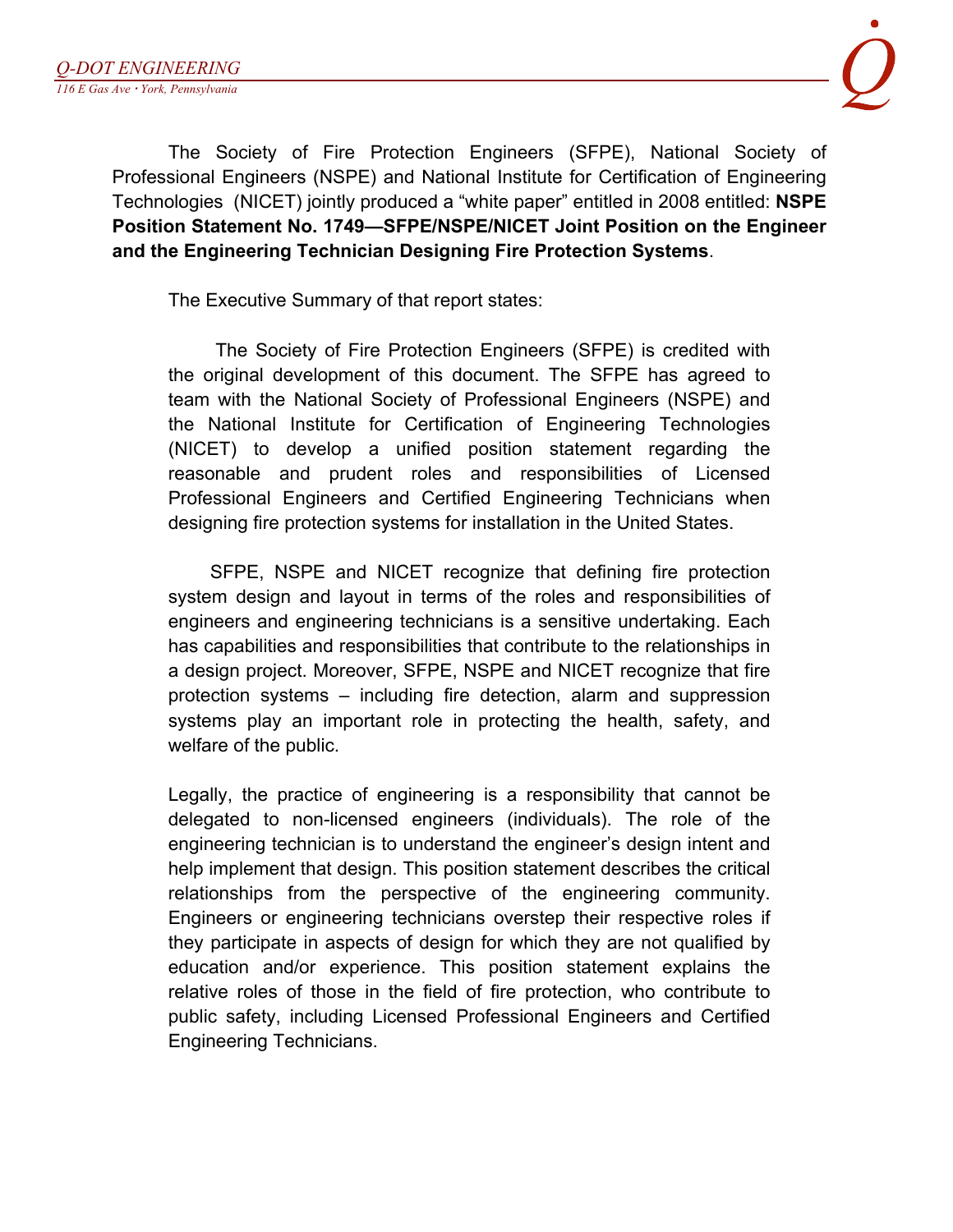The Society of Fire Protection Engineers (SFPE), National Society of Professional Engineers (NSPE) and National Institute for Certification of Engineering Technologies (NICET) jointly produced a “white paper” entitled in 2008 entitled: **NSPE Position Statement No. 1749—SFPE/NSPE/NICET Joint Position on the Engineer and the Engineering Technician Designing Fire Protection Systems**.

The Executive Summary of that report states:

> The Society of Fire Protection Engineers (SFPE) is credited with the original development of this document. The SFPE has agreed to team with the National Society of Professional Engineers (NSPE) and the National Institute for Certification of Engineering Technologies (NICET) to develop a unified position statement regarding the reasonable and prudent roles and responsibilities of Licensed Professional Engineers and Certified Engineering Technicians when designing fire protection systems for installation in the United States.
>
> SFPE, NSPE and NICET recognize that defining fire protection system design and layout in terms of the roles and responsibilities of engineers and engineering technicians is a sensitive undertaking. Each has capabilities and responsibilities that contribute to the relationships in a design project. Moreover, SFPE, NSPE and NICET recognize that fire protection systems – including fire detection, alarm and suppression systems play an important role in protecting the health, safety, and welfare of the public.
>
> Legally, the practice of engineering is a responsibility that cannot be delegated to non-licensed engineers (individuals). The role of the engineering technician is to understand the engineer’s design intent and help implement that design. This position statement describes the critical relationships from the perspective of the engineering community. Engineers or engineering technicians overstep their respective roles if they participate in aspects of design for which they are not qualified by education and/or experience. This position statement explains the relative roles of those in the field of fire protection, who contribute to public safety, including Licensed Professional Engineers and Certified Engineering Technicians.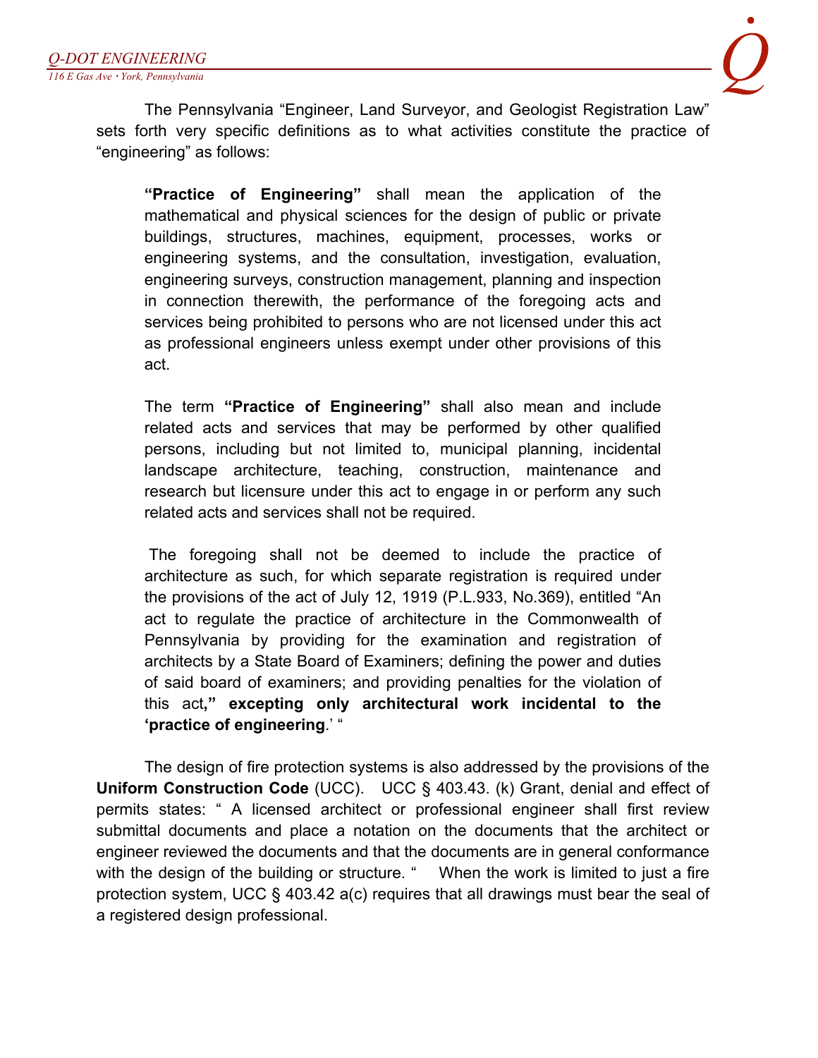The Pennsylvania “Engineer, Land Surveyor, and Geologist Registration Law” sets forth very specific definitions as to what activities constitute the practice of “engineering” as follows:

> **“Practice of Engineering”** shall mean the application of the mathematical and physical sciences for the design of public or private buildings, structures, machines, equipment, processes, works or engineering systems, and the consultation, investigation, evaluation, engineering surveys, construction management, planning and inspection in connection therewith, the performance of the foregoing acts and services being prohibited to persons who are not licensed under this act as professional engineers unless exempt under other provisions of this act.
>
> The term **“Practice of Engineering”** shall also mean and include related acts and services that may be performed by other qualified persons, including but not limited to, municipal planning, incidental landscape architecture, teaching, construction, maintenance and research but licensure under this act to engage in or perform any such related acts and services shall not be required.
>
> The foregoing shall not be deemed to include the practice of architecture as such, for which separate registration is required under the provisions of the act of July 12, 1919 (P.L.933, No.369), entitled “An act to regulate the practice of architecture in the Commonwealth of Pennsylvania by providing for the examination and registration of architects by a State Board of Examiners; defining the power and duties of said board of examiners; and providing penalties for the violation of this act**,” excepting only architectural work incidental to the ‘practice of engineering**.’ “

The design of fire protection systems is also addressed by the provisions of the **Uniform Construction Code** (UCC). UCC § 403.43. (k) Grant, denial and effect of permits states: “ A licensed architect or professional engineer shall first review submittal documents and place a notation on the documents that the architect or engineer reviewed the documents and that the documents are in general conformance with the design of the building or structure. “ When the work is limited to just a fire protection system, UCC § 403.42 a(c) requires that all drawings must bear the seal of a registered design professional.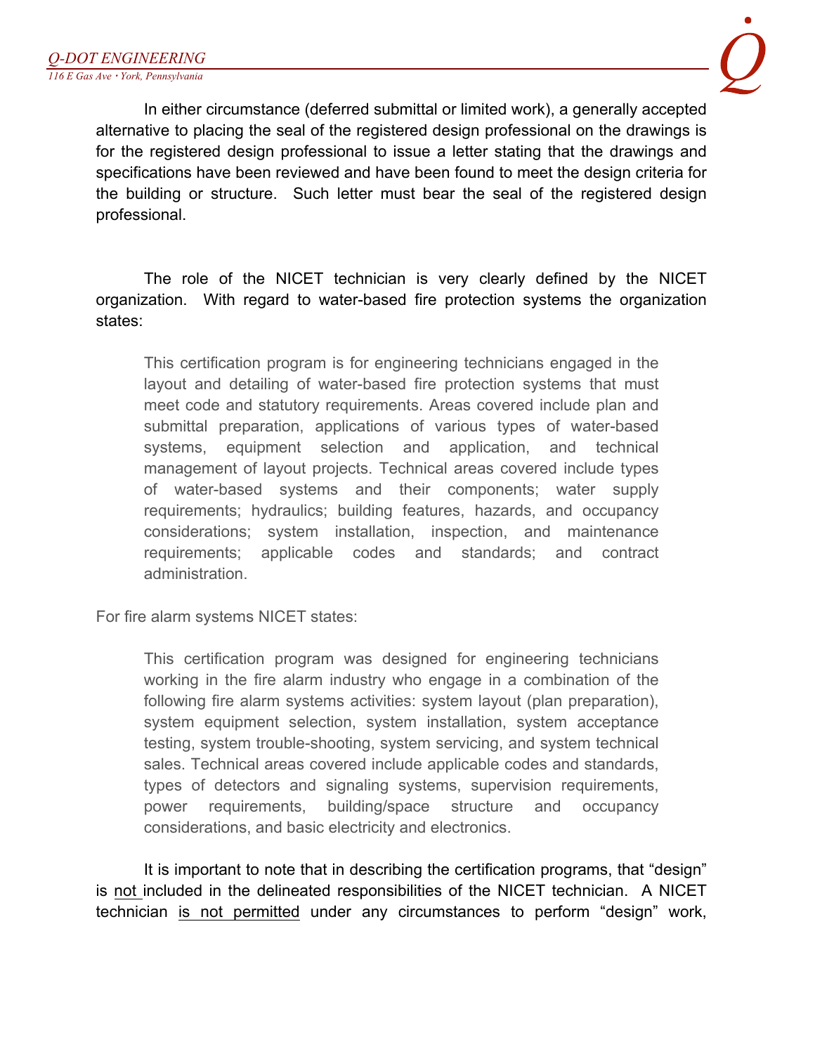In either circumstance (deferred submittal or limited work), a generally accepted alternative to placing the seal of the registered design professional on the drawings is for the registered design professional to issue a letter stating that the drawings and specifications have been reviewed and have been found to meet the design criteria for the building or structure. Such letter must bear the seal of the registered design professional.

The role of the NICET technician is very clearly defined by the NICET organization. With regard to water-based fire protection systems the organization states:

> This certification program is for engineering technicians engaged in the layout and detailing of water-based fire protection systems that must meet code and statutory requirements. Areas covered include plan and submittal preparation, applications of various types of water-based systems, equipment selection and application, and technical management of layout projects. Technical areas covered include types of water-based systems and their components; water supply requirements; hydraulics; building features, hazards, and occupancy considerations; system installation, inspection, and maintenance requirements; applicable codes and standards; and contract administration.

For fire alarm systems NICET states:

> This certification program was designed for engineering technicians working in the fire alarm industry who engage in a combination of the following fire alarm systems activities: system layout (plan preparation), system equipment selection, system installation, system acceptance testing, system trouble-shooting, system servicing, and system technical sales. Technical areas covered include applicable codes and standards, types of detectors and signaling systems, supervision requirements, power requirements, building/space structure and occupancy considerations, and basic electricity and electronics.

It is important to note that in describing the certification programs, that "design" is <u>not</u> included in the delineated responsibilities of the NICET technician. A NICET technician <u>is not permitted</u> under any circumstances to perform "design" work,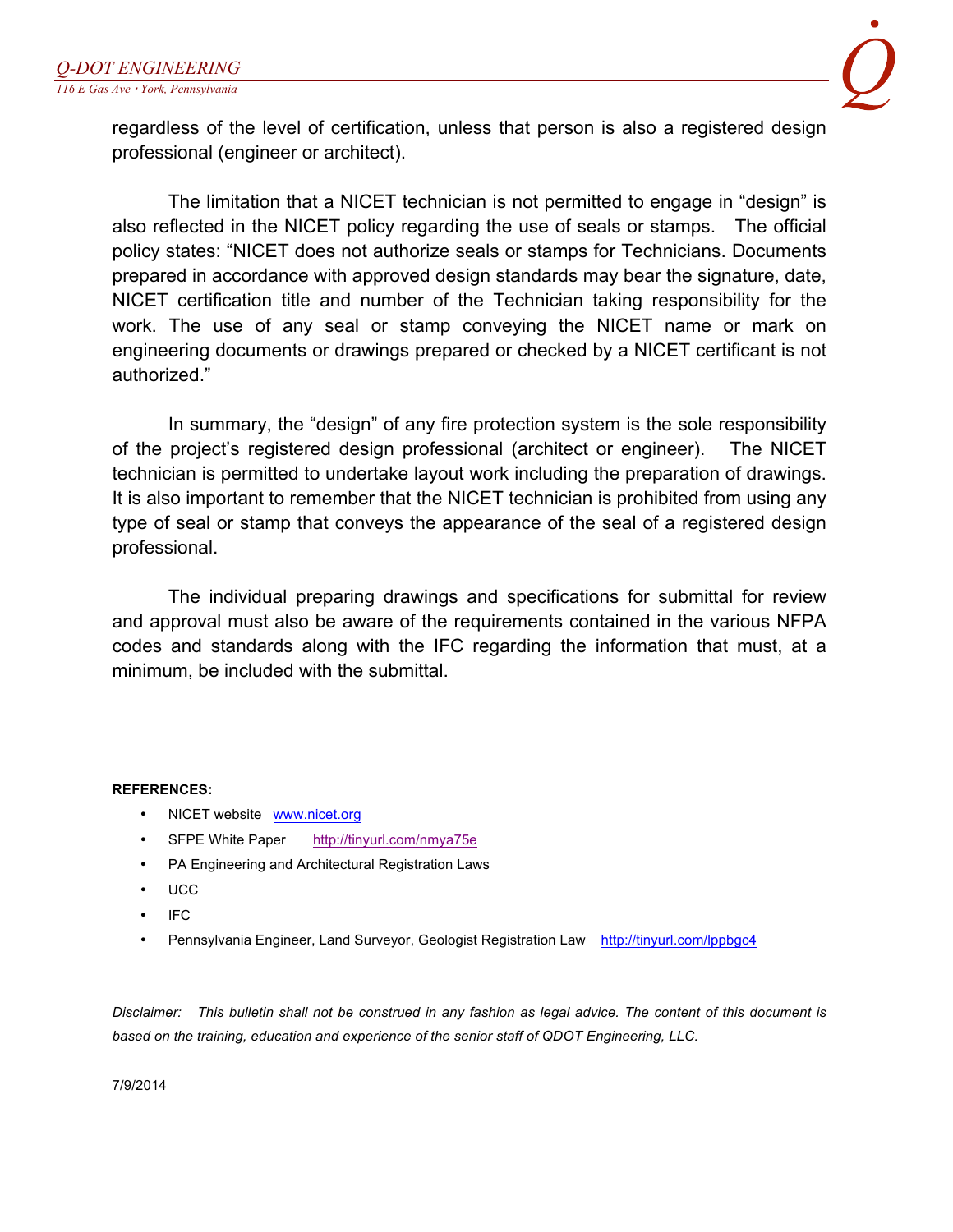regardless of the level of certification, unless that person is also a registered design professional (engineer or architect).

The limitation that a NICET technician is not permitted to engage in "design" is also reflected in the NICET policy regarding the use of seals or stamps. The official policy states: "NICET does not authorize seals or stamps for Technicians. Documents prepared in accordance with approved design standards may bear the signature, date, NICET certification title and number of the Technician taking responsibility for the work. The use of any seal or stamp conveying the NICET name or mark on engineering documents or drawings prepared or checked by a NICET certificant is not authorized."

In summary, the "design" of any fire protection system is the sole responsibility of the project's registered design professional (architect or engineer). The NICET technician is permitted to undertake layout work including the preparation of drawings. It is also important to remember that the NICET technician is prohibited from using any type of seal or stamp that conveys the appearance of the seal of a registered design professional.

The individual preparing drawings and specifications for submittal for review and approval must also be aware of the requirements contained in the various NFPA codes and standards along with the IFC regarding the information that must, at a minimum, be included with the submittal.

**REFERENCES:**

- NICET website [www.nicet.org](www.nicet.org)
- SFPE White Paper [http://tinyurl.com/nmya75e](http://tinyurl.com/nmya75e)
- PA Engineering and Architectural Registration Laws
- UCC
- IFC
- Pennsylvania Engineer, Land Surveyor, Geologist Registration Law [http://tinyurl.com/lppbgc4](http://tinyurl.com/lppbgc4)

*Disclaimer: This bulletin shall not be construed in any fashion as legal advice. The content of this document is based on the training, education and experience of the senior staff of QDOT Engineering, LLC.*

7/9/2014